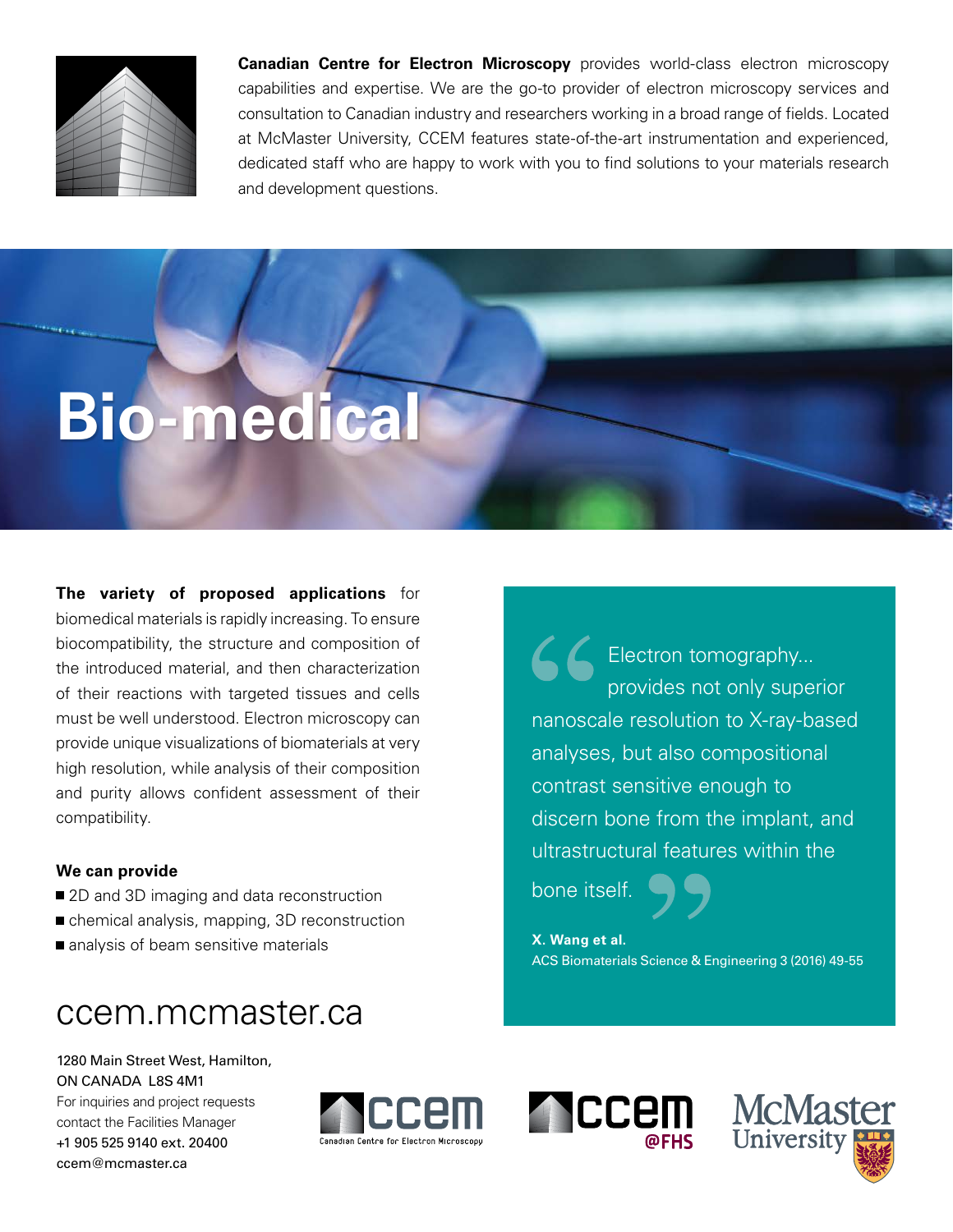**Canadian Centre for Electron Microscopy** provides world-class electron microscopy capabilities and expertise. We are the go-to provider of electron microscopy services and consultation to Canadian industry and researchers working in a broad range of fields. Located at McMaster University, CCEM features state-of-the-art instrumentation and experienced, dedicated staff who are happy to work with you to find solutions to your materials research and development questions.

# Bio-medical

**The variety of proposed applications** for biomedical materials is rapidly increasing. To ensure biocompatibility, the structure and composition of the introduced material, and then characterization of their reactions with targeted tissues and cells must be well understood. Electron microscopy can provide unique visualizations of biomaterials at very high resolution, while analysis of their composition and purity allows confident assessment of their compatibility.

**We can provide**

- 2D and 3D imaging and data reconstruction
- chemical analysis, mapping, 3D reconstruction
- analysis of beam sensitive materials

> "Electron tomography... provides not only superior nanoscale resolution to X-ray-based analyses, but also compositional contrast sensitive enough to discern bone from the implant, and ultrastructural features within the bone itself."
>
> **X. Wang et al.**
> ACS Biomaterials Science & Engineering 3 (2016) 49-55

## ccem.mcmaster.ca

1280 Main Street West, Hamilton,
ON CANADA L8S 4M1
For inquiries and project requests contact the Facilities Manager
+1 905 525 9140 ext. 20400
ccem@mcmaster.ca

CCEM Canadian Centre for Electron Microscopy

CCEM @FHS

McMaster University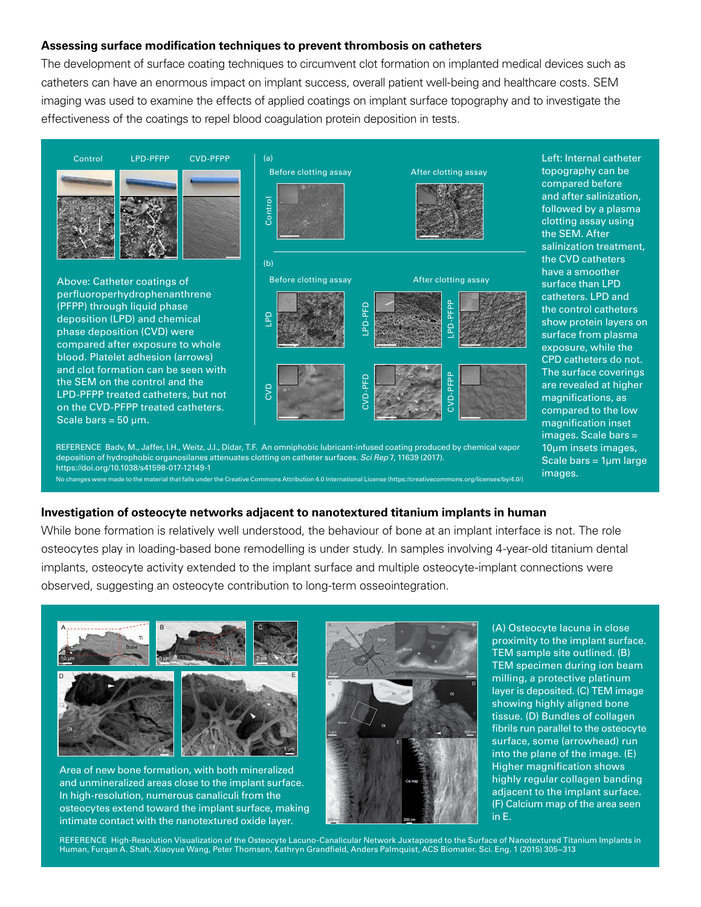### Assessing surface modification techniques to prevent thrombosis on catheters

The development of surface coating techniques to circumvent clot formation on implanted medical devices such as catheters can have an enormous impact on implant success, overall patient well-being and healthcare costs. SEM imaging was used to examine the effects of applied coatings on implant surface topography and to investigate the effectiveness of the coatings to repel blood coagulation protein deposition in tests.

Above: Catheter coatings of perfluoroperhydrophenanthrene (PFPP) through liquid phase deposition (LPD) and chemical phase deposition (CVD) were compared after exposure to whole blood. Platelet adhesion (arrows) and clot formation can be seen with the SEM on the control and the LPD-PFPP treated catheters, but not on the CVD-PFPP treated catheters. Scale bars = 50 µm.

Left: Internal catheter topography can be compared before and after salinization, followed by a plasma clotting assay using the SEM. After salinization treatment, the CVD catheters have a smoother surface than LPD catheters. LPD and the control catheters show protein layers on surface from plasma exposure, while the CPD catheters do not. The surface coverings are revealed at higher magnifications, as compared to the low magnification inset images. Scale bars = 10µm insets images, Scale bars = 1µm large images.

REFERENCE Badv, M., Jaffer, I.H., Weitz, J.I., Didar, T.F. An omniphobic lubricant-infused coating produced by chemical vapor deposition of hydrophobic organosilanes attenuates clotting on catheter surfaces. *Sci Rep* 7, 11639 (2017). https://doi.org/10.1038/s41598-017-12149-1

No changes were made to the material that falls under the Creative Commons Attribution 4.0 International License (https://creativecommons.org/licenses/by/4.0/)

### Investigation of osteocyte networks adjacent to nanotextured titanium implants in human

While bone formation is relatively well understood, the behaviour of bone at an implant interface is not. The role osteocytes play in loading-based bone remodelling is under study. In samples involving 4-year-old titanium dental implants, osteocyte activity extended to the implant surface and multiple osteocyte-implant connections were observed, suggesting an osteocyte contribution to long-term osseointegration.

Area of new bone formation, with both mineralized and unmineralized areas close to the implant surface. In high-resolution, numerous canaliculi from the osteocytes extend toward the implant surface, making intimate contact with the nanotextured oxide layer.

(A) Osteocyte lacuna in close proximity to the implant surface. TEM sample site outlined. (B) TEM specimen during ion beam milling, a protective platinum layer is deposited. (C) TEM image showing highly aligned bone tissue. (D) Bundles of collagen fibrils run parallel to the osteocyte surface, some (arrowhead) run into the plane of the image. (E) Higher magnification shows highly regular collagen banding adjacent to the implant surface. (F) Calcium map of the area seen in E.

REFERENCE High-Resolution Visualization of the Osteocyte Lacuno-Canalicular Network Juxtaposed to the Surface of Nanotextured Titanium Implants in Human, Furqan A. Shah, Xiaoyue Wang, Peter Thomsen, Kathryn Grandfield, Anders Palmquist, ACS Biomater. Sci. Eng. 1 (2015) 305–313